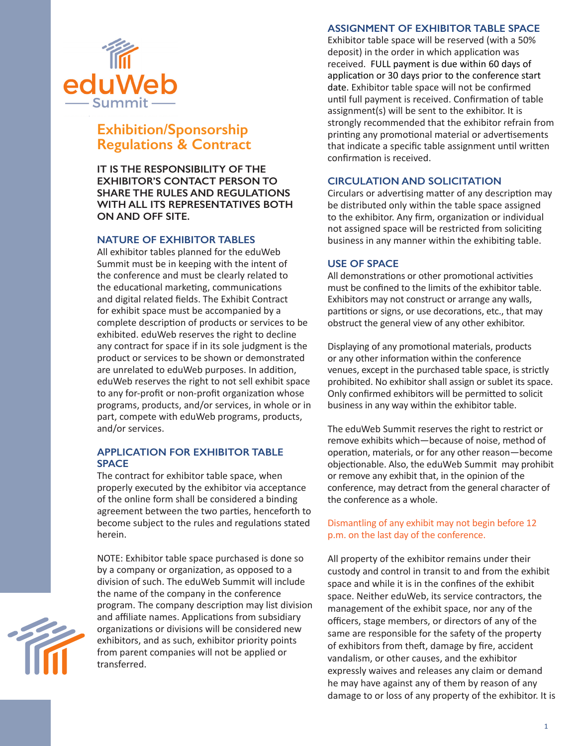eduWeb Summit

# Exhibition/Sponsorship Regulations & Contract

**IT IS THE RESPONSIBILITY OF THE EXHIBITOR'S CONTACT PERSON TO SHARE THE RULES AND REGULATIONS WITH ALL ITS REPRESENTATIVES BOTH ON AND OFF SITE.**

## NATURE OF EXHIBITOR TABLES

All exhibitor tables planned for the eduWeb Summit must be in keeping with the intent of the conference and must be clearly related to the educational marketing, communications and digital related fields. The Exhibit Contract for exhibit space must be accompanied by a complete description of products or services to be exhibited. eduWeb reserves the right to decline any contract for space if in its sole judgment is the product or services to be shown or demonstrated are unrelated to eduWeb purposes. In addition, eduWeb reserves the right to not sell exhibit space to any for-profit or non-profit organization whose programs, products, and/or services, in whole or in part, compete with eduWeb programs, products, and/or services.

## APPLICATION FOR EXHIBITOR TABLE SPACE

The contract for exhibitor table space, when properly executed by the exhibitor via acceptance of the online form shall be considered a binding agreement between the two parties, henceforth to become subject to the rules and regulations stated herein.

NOTE: Exhibitor table space purchased is done so by a company or organization, as opposed to a division of such. The eduWeb Summit will include the name of the company in the conference program. The company description may list division and affiliate names. Applications from subsidiary organizations or divisions will be considered new exhibitors, and as such, exhibitor priority points from parent companies will not be applied or transferred.

## ASSIGNMENT OF EXHIBITOR TABLE SPACE

Exhibitor table space will be reserved (with a 50% deposit) in the order in which application was received. FULL payment is due within 60 days of application or 30 days prior to the conference start date. Exhibitor table space will not be confirmed until full payment is received. Confirmation of table assignment(s) will be sent to the exhibitor. It is strongly recommended that the exhibitor refrain from printing any promotional material or advertisements that indicate a specific table assignment until written confirmation is received.

## CIRCULATION AND SOLICITATION

Circulars or advertising matter of any description may be distributed only within the table space assigned to the exhibitor. Any firm, organization or individual not assigned space will be restricted from soliciting business in any manner within the exhibiting table.

## USE OF SPACE

All demonstrations or other promotional activities must be confined to the limits of the exhibitor table. Exhibitors may not construct or arrange any walls, partitions or signs, or use decorations, etc., that may obstruct the general view of any other exhibitor.

Displaying of any promotional materials, products or any other information within the conference venues, except in the purchased table space, is strictly prohibited. No exhibitor shall assign or sublet its space. Only confirmed exhibitors will be permitted to solicit business in any way within the exhibitor table.

The eduWeb Summit reserves the right to restrict or remove exhibits which—because of noise, method of operation, materials, or for any other reason—become objectionable. Also, the eduWeb Summit may prohibit or remove any exhibit that, in the opinion of the conference, may detract from the general character of the conference as a whole.

Dismantling of any exhibit may not begin before 12 p.m. on the last day of the conference.

All property of the exhibitor remains under their custody and control in transit to and from the exhibit space and while it is in the confines of the exhibit space. Neither eduWeb, its service contractors, the management of the exhibit space, nor any of the officers, stage members, or directors of any of the same are responsible for the safety of the property of exhibitors from theft, damage by fire, accident vandalism, or other causes, and the exhibitor expressly waives and releases any claim or demand he may have against any of them by reason of any damage to or loss of any property of the exhibitor. It is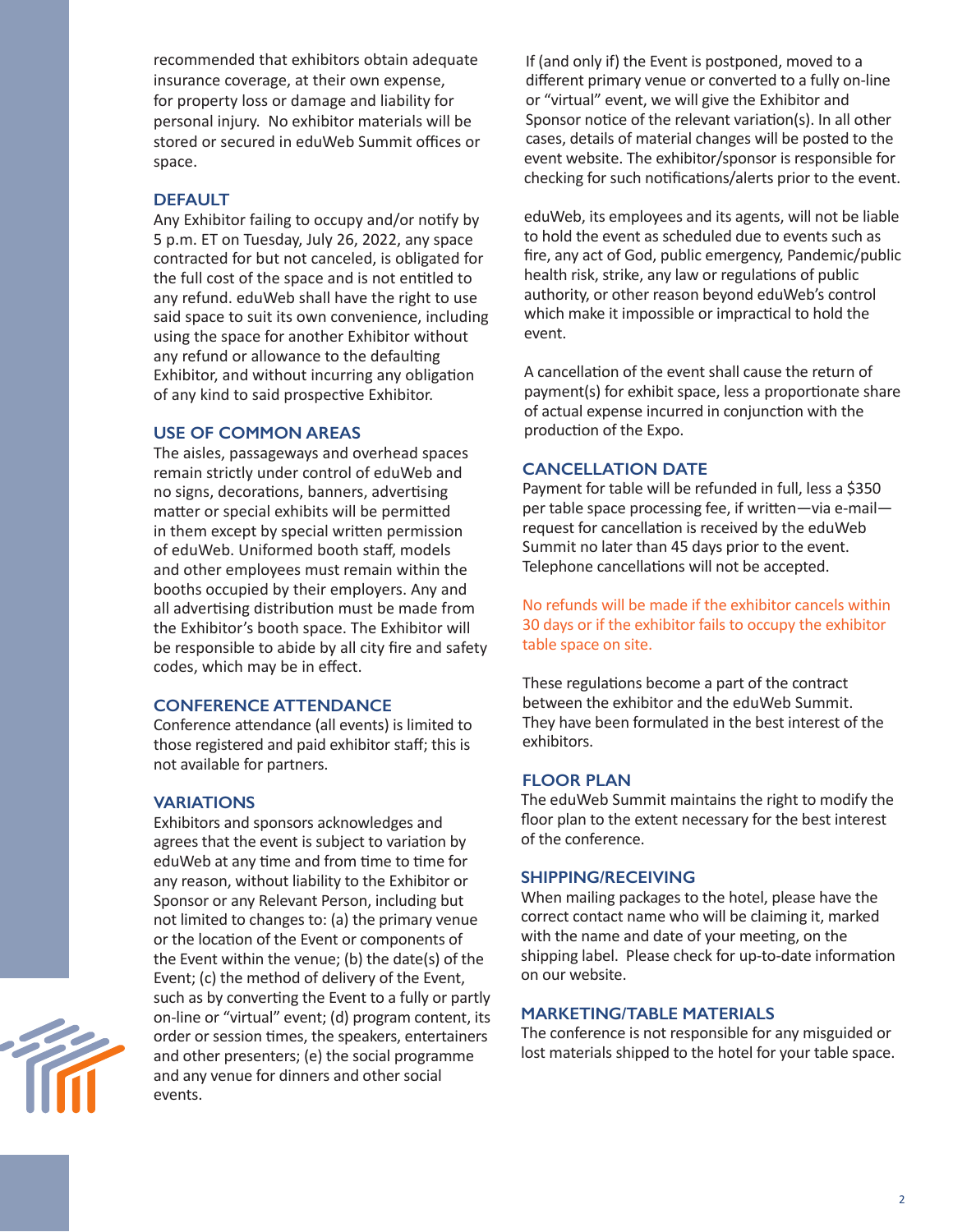recommended that exhibitors obtain adequate insurance coverage, at their own expense, for property loss or damage and liability for personal injury. No exhibitor materials will be stored or secured in eduWeb Summit offices or space.

## DEFAULT

Any Exhibitor failing to occupy and/or notify by 5 p.m. ET on Tuesday, July 26, 2022, any space contracted for but not canceled, is obligated for the full cost of the space and is not entitled to any refund. eduWeb shall have the right to use said space to suit its own convenience, including using the space for another Exhibitor without any refund or allowance to the defaulting Exhibitor, and without incurring any obligation of any kind to said prospective Exhibitor.

## USE OF COMMON AREAS

The aisles, passageways and overhead spaces remain strictly under control of eduWeb and no signs, decorations, banners, advertising matter or special exhibits will be permitted in them except by special written permission of eduWeb. Uniformed booth staff, models and other employees must remain within the booths occupied by their employers. Any and all advertising distribution must be made from the Exhibitor's booth space. The Exhibitor will be responsible to abide by all city fire and safety codes, which may be in effect.

## CONFERENCE ATTENDANCE

Conference attendance (all events) is limited to those registered and paid exhibitor staff; this is not available for partners.

## VARIATIONS

Exhibitors and sponsors acknowledges and agrees that the event is subject to variation by eduWeb at any time and from time to time for any reason, without liability to the Exhibitor or Sponsor or any Relevant Person, including but not limited to changes to: (a) the primary venue or the location of the Event or components of the Event within the venue; (b) the date(s) of the Event; (c) the method of delivery of the Event, such as by converting the Event to a fully or partly on-line or "virtual" event; (d) program content, its order or session times, the speakers, entertainers and other presenters; (e) the social programme and any venue for dinners and other social events.

If (and only if) the Event is postponed, moved to a different primary venue or converted to a fully on-line or "virtual" event, we will give the Exhibitor and Sponsor notice of the relevant variation(s). In all other cases, details of material changes will be posted to the event website. The exhibitor/sponsor is responsible for checking for such notifications/alerts prior to the event.

eduWeb, its employees and its agents, will not be liable to hold the event as scheduled due to events such as fire, any act of God, public emergency, Pandemic/public health risk, strike, any law or regulations of public authority, or other reason beyond eduWeb's control which make it impossible or impractical to hold the event.

A cancellation of the event shall cause the return of payment(s) for exhibit space, less a proportionate share of actual expense incurred in conjunction with the production of the Expo.

## CANCELLATION DATE

Payment for table will be refunded in full, less a $350 per table space processing fee, if written—via e-mail—request for cancellation is received by the eduWeb Summit no later than 45 days prior to the event. Telephone cancellations will not be accepted.

No refunds will be made if the exhibitor cancels within 30 days or if the exhibitor fails to occupy the exhibitor table space on site.

These regulations become a part of the contract between the exhibitor and the eduWeb Summit. They have been formulated in the best interest of the exhibitors.

## FLOOR PLAN

The eduWeb Summit maintains the right to modify the floor plan to the extent necessary for the best interest of the conference.

## SHIPPING/RECEIVING

When mailing packages to the hotel, please have the correct contact name who will be claiming it, marked with the name and date of your meeting, on the shipping label. Please check for up-to-date information on our website.

## MARKETING/TABLE MATERIALS

The conference is not responsible for any misguided or lost materials shipped to the hotel for your table space.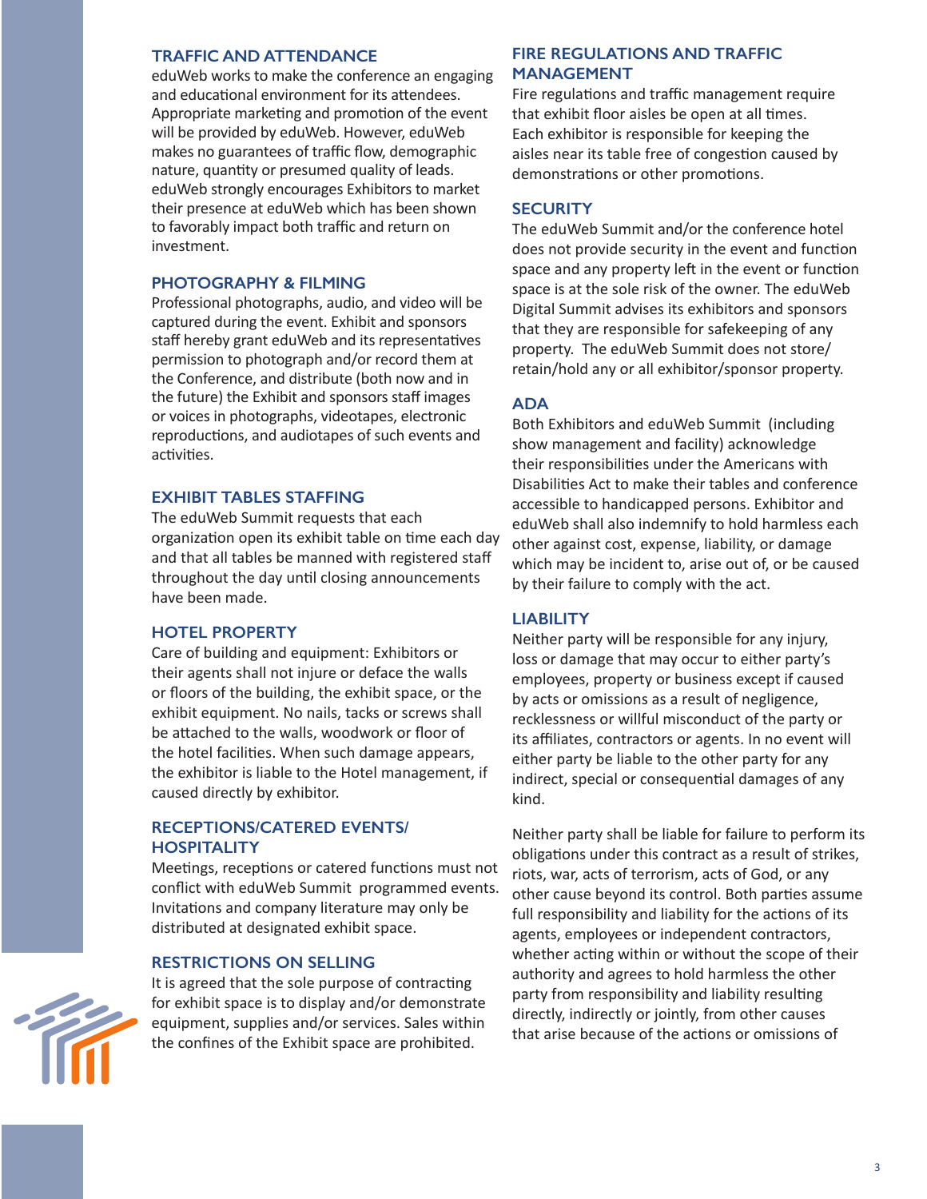## TRAFFIC AND ATTENDANCE

eduWeb works to make the conference an engaging and educational environment for its attendees. Appropriate marketing and promotion of the event will be provided by eduWeb. However, eduWeb makes no guarantees of traffic flow, demographic nature, quantity or presumed quality of leads. eduWeb strongly encourages Exhibitors to market their presence at eduWeb which has been shown to favorably impact both traffic and return on investment.

## PHOTOGRAPHY & FILMING

Professional photographs, audio, and video will be captured during the event. Exhibit and sponsors staff hereby grant eduWeb and its representatives permission to photograph and/or record them at the Conference, and distribute (both now and in the future) the Exhibit and sponsors staff images or voices in photographs, videotapes, electronic reproductions, and audiotapes of such events and activities.

## EXHIBIT TABLES STAFFING

The eduWeb Summit requests that each organization open its exhibit table on time each day and that all tables be manned with registered staff throughout the day until closing announcements have been made.

## HOTEL PROPERTY

Care of building and equipment: Exhibitors or their agents shall not injure or deface the walls or floors of the building, the exhibit space, or the exhibit equipment. No nails, tacks or screws shall be attached to the walls, woodwork or floor of the hotel facilities. When such damage appears, the exhibitor is liable to the Hotel management, if caused directly by exhibitor.

## RECEPTIONS/CATERED EVENTS/ HOSPITALITY

Meetings, receptions or catered functions must not conflict with eduWeb Summit programmed events. Invitations and company literature may only be distributed at designated exhibit space.

## RESTRICTIONS ON SELLING

It is agreed that the sole purpose of contracting for exhibit space is to display and/or demonstrate equipment, supplies and/or services. Sales within the confines of the Exhibit space are prohibited.

## FIRE REGULATIONS AND TRAFFIC MANAGEMENT

Fire regulations and traffic management require that exhibit floor aisles be open at all times. Each exhibitor is responsible for keeping the aisles near its table free of congestion caused by demonstrations or other promotions.

## SECURITY

The eduWeb Summit and/or the conference hotel does not provide security in the event and function space and any property left in the event or function space is at the sole risk of the owner. The eduWeb Digital Summit advises its exhibitors and sponsors that they are responsible for safekeeping of any property. The eduWeb Summit does not store/ retain/hold any or all exhibitor/sponsor property.

## ADA

Both Exhibitors and eduWeb Summit (including show management and facility) acknowledge their responsibilities under the Americans with Disabilities Act to make their tables and conference accessible to handicapped persons. Exhibitor and eduWeb shall also indemnify to hold harmless each other against cost, expense, liability, or damage which may be incident to, arise out of, or be caused by their failure to comply with the act.

## LIABILITY

Neither party will be responsible for any injury, loss or damage that may occur to either party's employees, property or business except if caused by acts or omissions as a result of negligence, recklessness or willful misconduct of the party or its affiliates, contractors or agents. In no event will either party be liable to the other party for any indirect, special or consequential damages of any kind.

Neither party shall be liable for failure to perform its obligations under this contract as a result of strikes, riots, war, acts of terrorism, acts of God, or any other cause beyond its control. Both parties assume full responsibility and liability for the actions of its agents, employees or independent contractors, whether acting within or without the scope of their authority and agrees to hold harmless the other party from responsibility and liability resulting directly, indirectly or jointly, from other causes that arise because of the actions or omissions of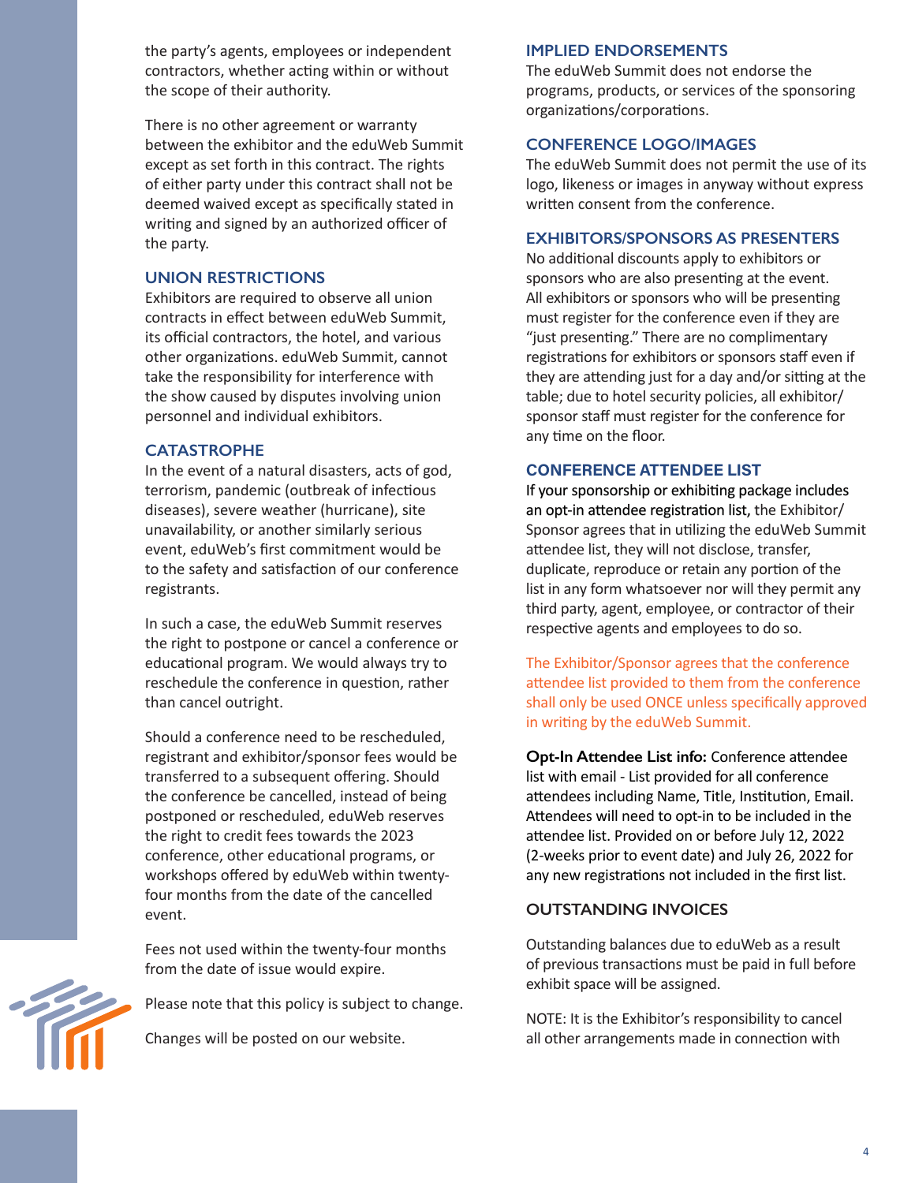the party's agents, employees or independent contractors, whether acting within or without the scope of their authority.

There is no other agreement or warranty between the exhibitor and the eduWeb Summit except as set forth in this contract. The rights of either party under this contract shall not be deemed waived except as specifically stated in writing and signed by an authorized officer of the party.

### UNION RESTRICTIONS

Exhibitors are required to observe all union contracts in effect between eduWeb Summit, its official contractors, the hotel, and various other organizations. eduWeb Summit, cannot take the responsibility for interference with the show caused by disputes involving union personnel and individual exhibitors.

### CATASTROPHE

In the event of a natural disasters, acts of god, terrorism, pandemic (outbreak of infectious diseases), severe weather (hurricane), site unavailability, or another similarly serious event, eduWeb's first commitment would be to the safety and satisfaction of our conference registrants.

In such a case, the eduWeb Summit reserves the right to postpone or cancel a conference or educational program. We would always try to reschedule the conference in question, rather than cancel outright.

Should a conference need to be rescheduled, registrant and exhibitor/sponsor fees would be transferred to a subsequent offering. Should the conference be cancelled, instead of being postponed or rescheduled, eduWeb reserves the right to credit fees towards the 2023 conference, other educational programs, or workshops offered by eduWeb within twenty-four months from the date of the cancelled event.

Fees not used within the twenty-four months from the date of issue would expire.

Please note that this policy is subject to change.

Changes will be posted on our website.

### IMPLIED ENDORSEMENTS

The eduWeb Summit does not endorse the programs, products, or services of the sponsoring organizations/corporations.

### CONFERENCE LOGO/IMAGES

The eduWeb Summit does not permit the use of its logo, likeness or images in anyway without express written consent from the conference.

### EXHIBITORS/SPONSORS AS PRESENTERS

No additional discounts apply to exhibitors or sponsors who are also presenting at the event. All exhibitors or sponsors who will be presenting must register for the conference even if they are "just presenting." There are no complimentary registrations for exhibitors or sponsors staff even if they are attending just for a day and/or sitting at the table; due to hotel security policies, all exhibitor/sponsor staff must register for the conference for any time on the floor.

### CONFERENCE ATTENDEE LIST

If your sponsorship or exhibiting package includes an opt-in attendee registration list, the Exhibitor/Sponsor agrees that in utilizing the eduWeb Summit attendee list, they will not disclose, transfer, duplicate, reproduce or retain any portion of the list in any form whatsoever nor will they permit any third party, agent, employee, or contractor of their respective agents and employees to do so.

The Exhibitor/Sponsor agrees that the conference attendee list provided to them from the conference shall only be used ONCE unless specifically approved in writing by the eduWeb Summit.

**Opt-In Attendee List info:** Conference attendee list with email - List provided for all conference attendees including Name, Title, Institution, Email. Attendees will need to opt-in to be included in the attendee list. Provided on or before July 12, 2022 (2-weeks prior to event date) and July 26, 2022 for any new registrations not included in the first list.

### OUTSTANDING INVOICES

Outstanding balances due to eduWeb as a result of previous transactions must be paid in full before exhibit space will be assigned.

NOTE: It is the Exhibitor's responsibility to cancel all other arrangements made in connection with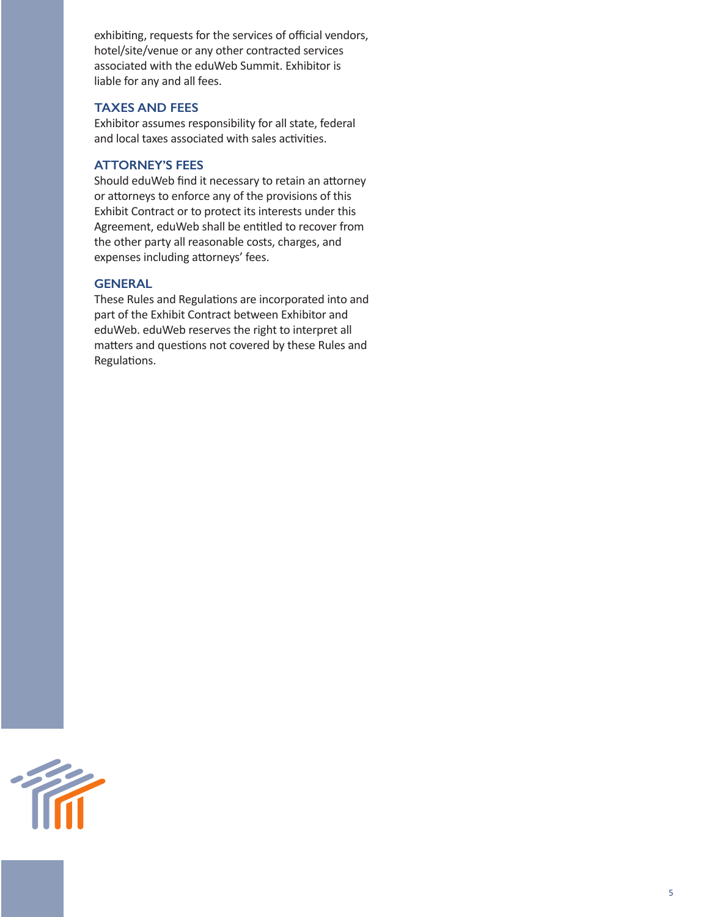exhibiting, requests for the services of official vendors, hotel/site/venue or any other contracted services associated with the eduWeb Summit. Exhibitor is liable for any and all fees.

## TAXES AND FEES

Exhibitor assumes responsibility for all state, federal and local taxes associated with sales activities.

## ATTORNEY'S FEES

Should eduWeb find it necessary to retain an attorney or attorneys to enforce any of the provisions of this Exhibit Contract or to protect its interests under this Agreement, eduWeb shall be entitled to recover from the other party all reasonable costs, charges, and expenses including attorneys' fees.

## GENERAL

These Rules and Regulations are incorporated into and part of the Exhibit Contract between Exhibitor and eduWeb. eduWeb reserves the right to interpret all matters and questions not covered by these Rules and Regulations.